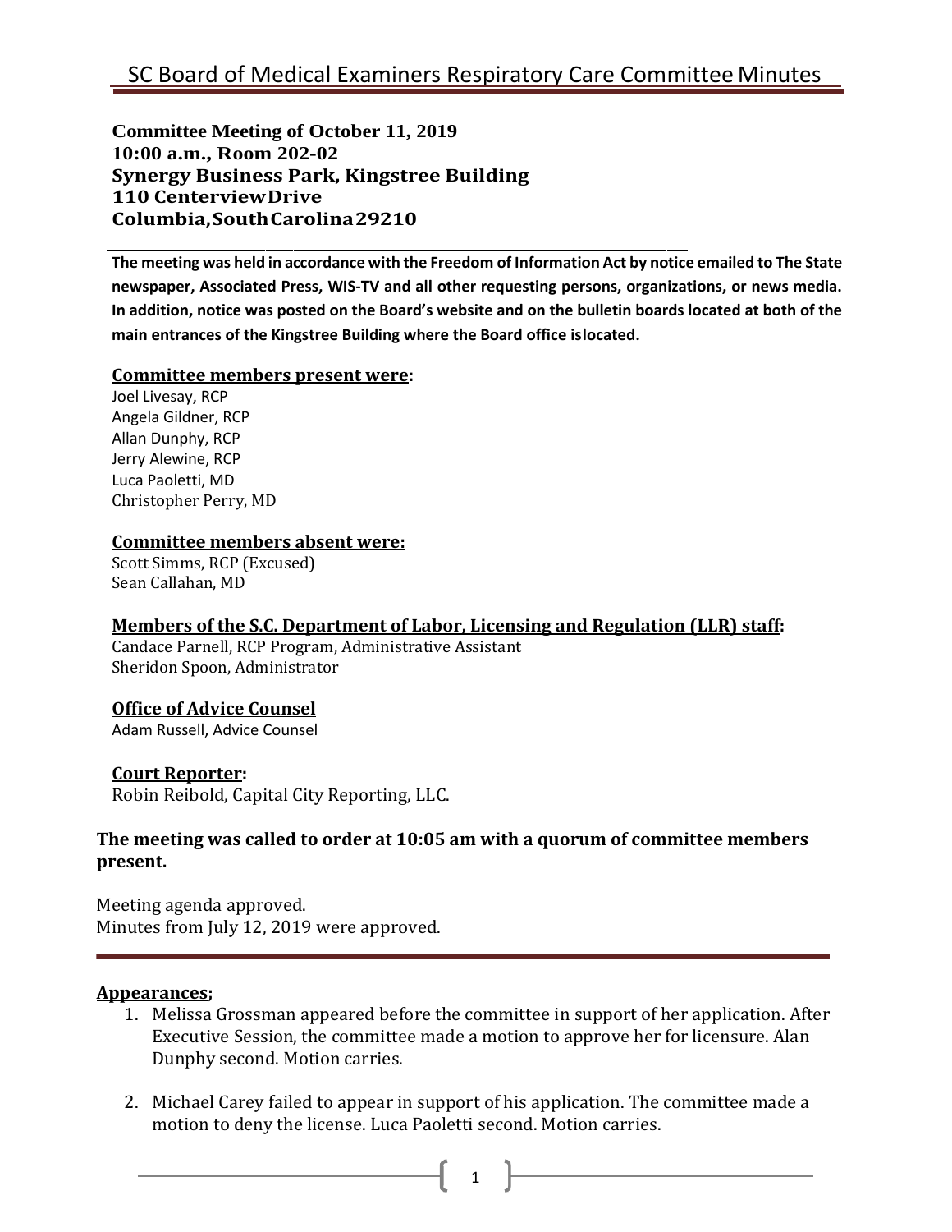# SC Board of Medical Examiners Respiratory Care Committee Minutes

**Committee Meeting of October 11, 2019**
**10:00 a.m., Room 202-02**
**Synergy Business Park, Kingstree Building**
**110 Centerview Drive**
**Columbia, South Carolina 29210**

**The meeting was held in accordance with the Freedom of Information Act by notice emailed to The State newspaper, Associated Press, WIS-TV and all other requesting persons, organizations, or news media. In addition, notice was posted on the Board's website and on the bulletin boards located at both of the main entrances of the Kingstree Building where the Board office is located.**

**Committee members present were:**
Joel Livesay, RCP
Angela Gildner, RCP
Allan Dunphy, RCP
Jerry Alewine, RCP
Luca Paoletti, MD
Christopher Perry, MD

**Committee members absent were:**
Scott Simms, RCP (Excused)
Sean Callahan, MD

**Members of the S.C. Department of Labor, Licensing and Regulation (LLR) staff:**
Candace Parnell, RCP Program, Administrative Assistant
Sheridon Spoon, Administrator

**Office of Advice Counsel**
Adam Russell, Advice Counsel

**Court Reporter:**
Robin Reibold, Capital City Reporting, LLC.

**The meeting was called to order at 10:05 am with a quorum of committee members present.**

Meeting agenda approved.
Minutes from July 12, 2019 were approved.

---

**Appearances;**

1. Melissa Grossman appeared before the committee in support of her application. After Executive Session, the committee made a motion to approve her for licensure. Alan Dunphy second. Motion carries.

2. Michael Carey failed to appear in support of his application. The committee made a motion to deny the license. Luca Paoletti second. Motion carries.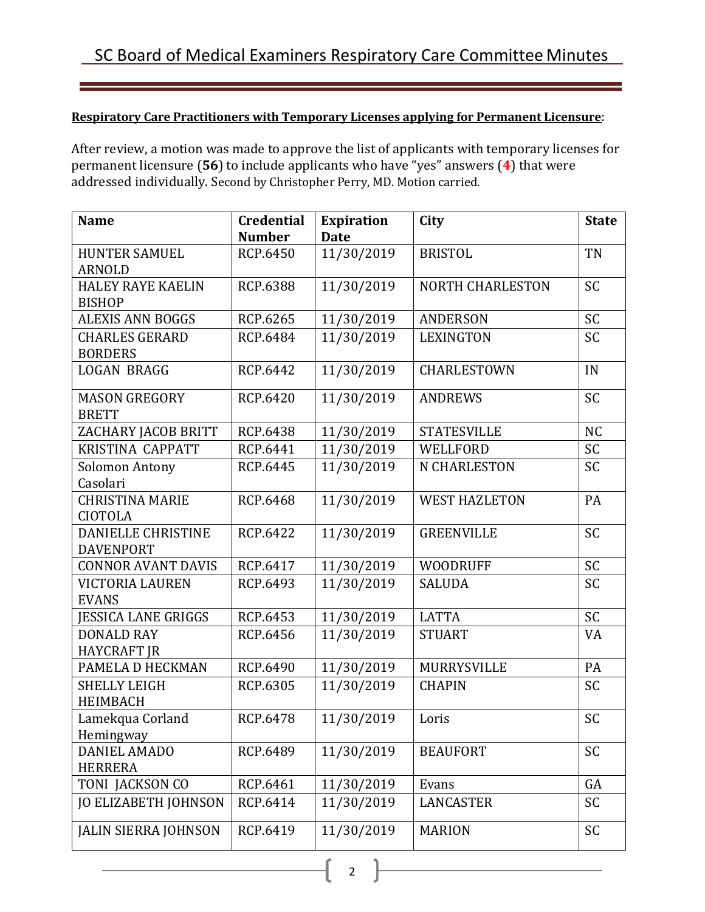**<u>Respiratory Care Practitioners with Temporary Licenses applying for Permanent Licensure</u>**:

After review, a motion was made to approve the list of applicants with temporary licenses for permanent licensure (**56**) to include applicants who have "yes" answers (**4**) that were addressed individually. Second by Christopher Perry, MD. Motion carried.

| Name | Credential Number | Expiration Date | City | State |
|---|---|---|---|---|
| HUNTER SAMUEL ARNOLD | RCP.6450 | 11/30/2019 | BRISTOL | TN |
| HALEY RAYE KAELIN BISHOP | RCP.6388 | 11/30/2019 | NORTH CHARLESTON | SC |
| ALEXIS ANN BOGGS | RCP.6265 | 11/30/2019 | ANDERSON | SC |
| CHARLES GERARD BORDERS | RCP.6484 | 11/30/2019 | LEXINGTON | SC |
| LOGAN BRAGG | RCP.6442 | 11/30/2019 | CHARLESTOWN | IN |
| MASON GREGORY BRETT | RCP.6420 | 11/30/2019 | ANDREWS | SC |
| ZACHARY JACOB BRITT | RCP.6438 | 11/30/2019 | STATESVILLE | NC |
| KRISTINA CAPPATT | RCP.6441 | 11/30/2019 | WELLFORD | SC |
| Solomon Antony Casolari | RCP.6445 | 11/30/2019 | N CHARLESTON | SC |
| CHRISTINA MARIE CIOTOLA | RCP.6468 | 11/30/2019 | WEST HAZLETON | PA |
| DANIELLE CHRISTINE DAVENPORT | RCP.6422 | 11/30/2019 | GREENVILLE | SC |
| CONNOR AVANT DAVIS | RCP.6417 | 11/30/2019 | WOODRUFF | SC |
| VICTORIA LAUREN EVANS | RCP.6493 | 11/30/2019 | SALUDA | SC |
| JESSICA LANE GRIGGS | RCP.6453 | 11/30/2019 | LATTA | SC |
| DONALD RAY HAYCRAFT JR | RCP.6456 | 11/30/2019 | STUART | VA |
| PAMELA D HECKMAN | RCP.6490 | 11/30/2019 | MURRYSVILLE | PA |
| SHELLY LEIGH HEIMBACH | RCP.6305 | 11/30/2019 | CHAPIN | SC |
| Lamekqua Corland Hemingway | RCP.6478 | 11/30/2019 | Loris | SC |
| DANIEL AMADO HERRERA | RCP.6489 | 11/30/2019 | BEAUFORT | SC |
| TONI JACKSON CO | RCP.6461 | 11/30/2019 | Evans | GA |
| JO ELIZABETH JOHNSON | RCP.6414 | 11/30/2019 | LANCASTER | SC |
| JALIN SIERRA JOHNSON | RCP.6419 | 11/30/2019 | MARION | SC |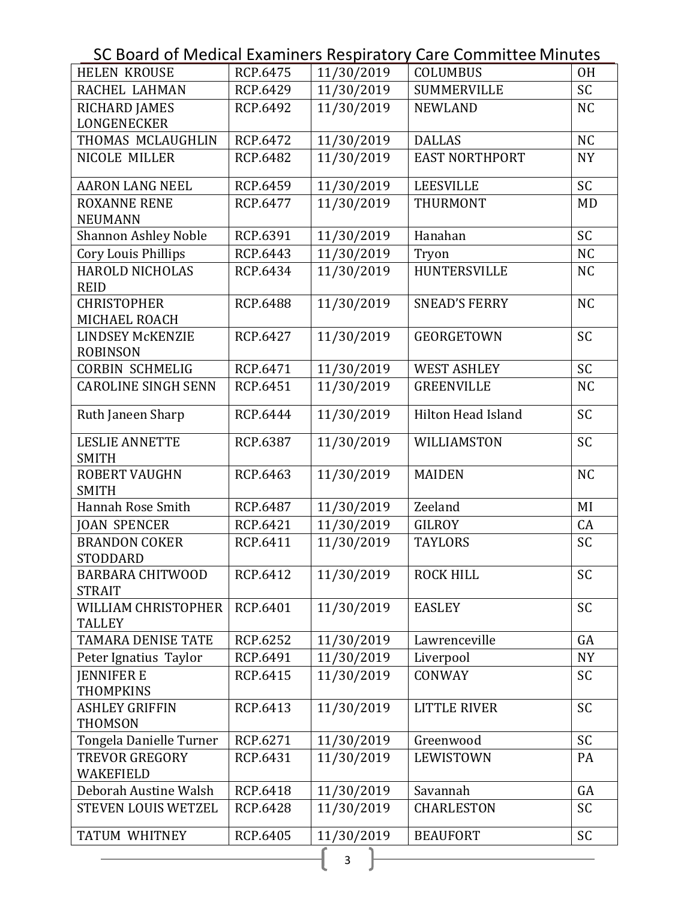| HELEN KROUSE | RCP.6475 | 11/30/2019 | COLUMBUS | OH |
|---|---|---|---|---|
| RACHEL LAHMAN | RCP.6429 | 11/30/2019 | SUMMERVILLE | SC |
| RICHARD JAMES LONGENECKER | RCP.6492 | 11/30/2019 | NEWLAND | NC |
| THOMAS MCLAUGHLIN | RCP.6472 | 11/30/2019 | DALLAS | NC |
| NICOLE MILLER | RCP.6482 | 11/30/2019 | EAST NORTHPORT | NY |
| AARON LANG NEEL | RCP.6459 | 11/30/2019 | LEESVILLE | SC |
| ROXANNE RENE NEUMANN | RCP.6477 | 11/30/2019 | THURMONT | MD |
| Shannon Ashley Noble | RCP.6391 | 11/30/2019 | Hanahan | SC |
| Cory Louis Phillips | RCP.6443 | 11/30/2019 | Tryon | NC |
| HAROLD NICHOLAS REID | RCP.6434 | 11/30/2019 | HUNTERSVILLE | NC |
| CHRISTOPHER MICHAEL ROACH | RCP.6488 | 11/30/2019 | SNEAD'S FERRY | NC |
| LINDSEY McKENZIE ROBINSON | RCP.6427 | 11/30/2019 | GEORGETOWN | SC |
| CORBIN SCHMELIG | RCP.6471 | 11/30/2019 | WEST ASHLEY | SC |
| CAROLINE SINGH SENN | RCP.6451 | 11/30/2019 | GREENVILLE | NC |
| Ruth Janeen Sharp | RCP.6444 | 11/30/2019 | Hilton Head Island | SC |
| LESLIE ANNETTE SMITH | RCP.6387 | 11/30/2019 | WILLIAMSTON | SC |
| ROBERT VAUGHN SMITH | RCP.6463 | 11/30/2019 | MAIDEN | NC |
| Hannah Rose Smith | RCP.6487 | 11/30/2019 | Zeeland | MI |
| JOAN SPENCER | RCP.6421 | 11/30/2019 | GILROY | CA |
| BRANDON COKER STODDARD | RCP.6411 | 11/30/2019 | TAYLORS | SC |
| BARBARA CHITWOOD STRAIT | RCP.6412 | 11/30/2019 | ROCK HILL | SC |
| WILLIAM CHRISTOPHER TALLEY | RCP.6401 | 11/30/2019 | EASLEY | SC |
| TAMARA DENISE TATE | RCP.6252 | 11/30/2019 | Lawrenceville | GA |
| Peter Ignatius Taylor | RCP.6491 | 11/30/2019 | Liverpool | NY |
| JENNIFER E THOMPKINS | RCP.6415 | 11/30/2019 | CONWAY | SC |
| ASHLEY GRIFFIN THOMSON | RCP.6413 | 11/30/2019 | LITTLE RIVER | SC |
| Tongela Danielle Turner | RCP.6271 | 11/30/2019 | Greenwood | SC |
| TREVOR GREGORY WAKEFIELD | RCP.6431 | 11/30/2019 | LEWISTOWN | PA |
| Deborah Austine Walsh | RCP.6418 | 11/30/2019 | Savannah | GA |
| STEVEN LOUIS WETZEL | RCP.6428 | 11/30/2019 | CHARLESTON | SC |
| TATUM WHITNEY | RCP.6405 | 11/30/2019 | BEAUFORT | SC |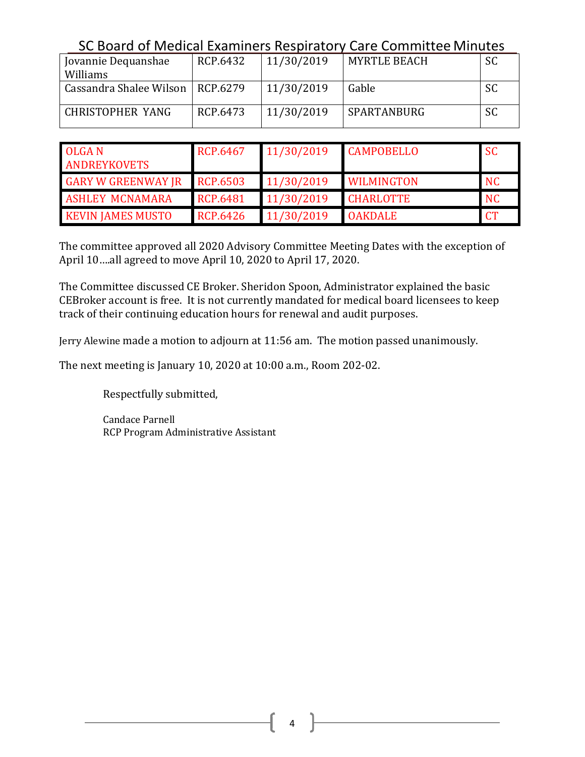| | | | | |
|---|---|---|---|---|
| Jovannie Dequanshae Williams | RCP.6432 | 11/30/2019 | MYRTLE BEACH | SC |
| Cassandra Shalee Wilson | RCP.6279 | 11/30/2019 | Gable | SC |
| CHRISTOPHER YANG | RCP.6473 | 11/30/2019 | SPARTANBURG | SC |

| | | | | |
|---|---|---|---|---|
| OLGA N ANDREYKOVETS | RCP.6467 | 11/30/2019 | CAMPOBELLO | SC |
| GARY W GREENWAY JR | RCP.6503 | 11/30/2019 | WILMINGTON | NC |
| ASHLEY MCNAMARA | RCP.6481 | 11/30/2019 | CHARLOTTE | NC |
| KEVIN JAMES MUSTO | RCP.6426 | 11/30/2019 | OAKDALE | CT |

The committee approved all 2020 Advisory Committee Meeting Dates with the exception of April 10….all agreed to move April 10, 2020 to April 17, 2020.

The Committee discussed CE Broker. Sheridon Spoon, Administrator explained the basic CEBroker account is free. It is not currently mandated for medical board licensees to keep track of their continuing education hours for renewal and audit purposes.

Jerry Alewine made a motion to adjourn at 11:56 am. The motion passed unanimously.

The next meeting is January 10, 2020 at 10:00 a.m., Room 202-02.

Respectfully submitted,

Candace Parnell
RCP Program Administrative Assistant